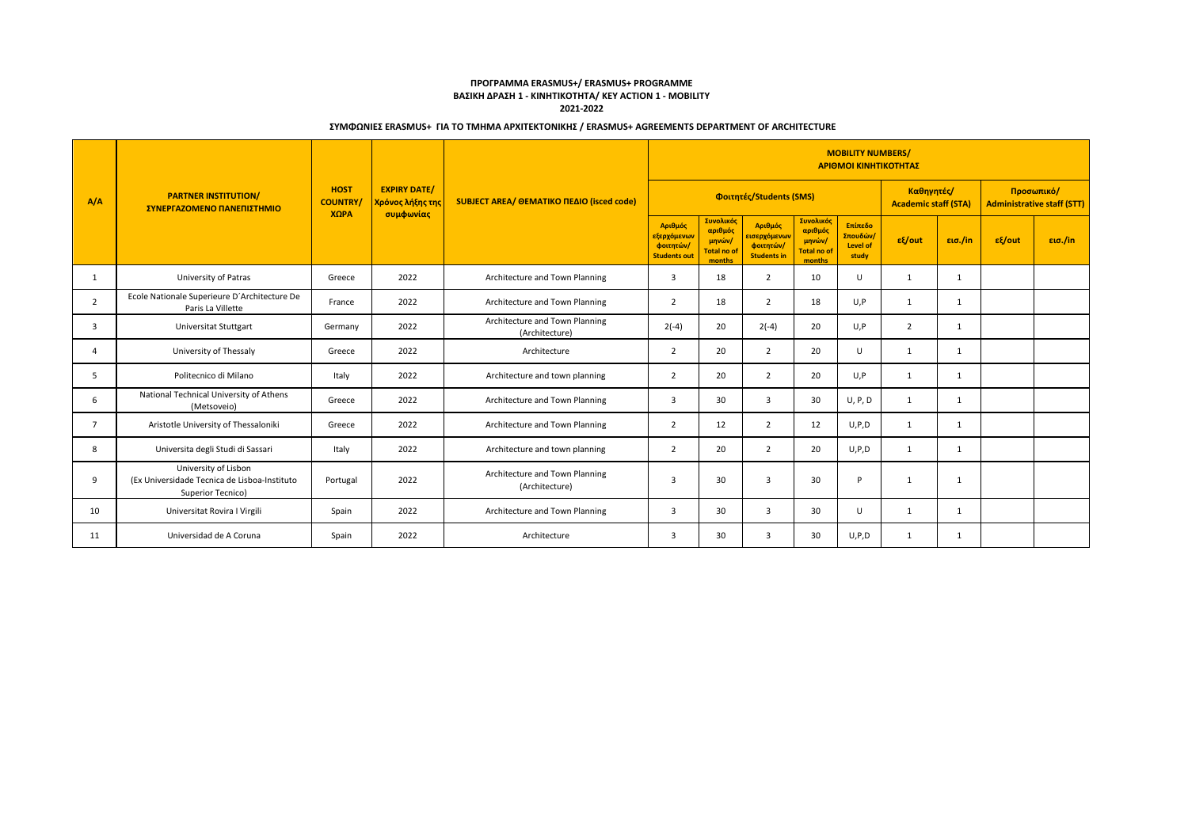**ΠΡΟΓΡΑΜΜΑ ERASMUS+/ ERASMUS+ PROGRAMME**
**ΒΑΣΙΚΗ ΔΡΑΣΗ 1 - ΚΙΝΗΤΙΚΟΤΗΤΑ/ KEY ACTION 1 - MOBILITY**
**2021-2022**

**ΣΥΜΦΩΝΙΕΣ ERASMUS+ ΓΙΑ ΤΟ ΤΜΗΜΑ ΑΡΧΙΤΕΚΤΟΝΙΚΗΣ / ERASMUS+ AGREEMENTS DEPARTMENT OF ARCHITECTURE**

| A/A | PARTNER INSTITUTION/ ΣΥΝΕΡΓΑΖΟΜΕΝΟ ΠΑΝΕΠΙΣΤΗΜΙΟ | HOST COUNTRY/ ΧΩΡΑ | EXPIRY DATE/ Χρόνος λήξης της συμφωνίας | SUBJECT AREA/ ΘΕΜΑΤΙΚΟ ΠΕΔΙΟ (isced code) | MOBILITY NUMBERS/ ΑΡΙΘΜΟΙ ΚΙΝΗΤΙΚΟΤΗΤΑΣ | | | | | | | | |
|---|---|---|---|---|---|---|---|---|---|---|---|---|---|
| | | | | | Φοιτητές/Students (SMS) | | | | | Καθηγητές/ Academic staff (STA) | | Προσωπικό/ Administrative staff (STT) | |
| | | | | | Αριθμός εξερχόμενων φοιτητών/ Students out | Συνολικός αριθμός μηνών/ Total no of months | Αριθμός εισερχόμενων φοιτητών/ Students in | Συνολικός αριθμός μηνών/ Total no of months | Επίπεδο Σπουδών/ Level of study | εξ/out | εισ./in | εξ/out | εισ./in |
| 1 | University of Patras | Greece | 2022 | Architecture and Town Planning | 3 | 18 | 2 | 10 | U | 1 | 1 | | |
| 2 | Ecole Nationale Superieure D´Architecture De Paris La Villette | France | 2022 | Architecture and Town Planning | 2 | 18 | 2 | 18 | U,P | 1 | 1 | | |
| 3 | Universitat Stuttgart | Germany | 2022 | Architecture and Town Planning (Architecture) | 2(-4) | 20 | 2(-4) | 20 | U,P | 2 | 1 | | |
| 4 | University of Thessaly | Greece | 2022 | Architecture | 2 | 20 | 2 | 20 | U | 1 | 1 | | |
| 5 | Politecnico di Milano | Italy | 2022 | Architecture and town planning | 2 | 20 | 2 | 20 | U,P | 1 | 1 | | |
| 6 | National Technical University of Athens (Metsoveio) | Greece | 2022 | Architecture and Town Planning | 3 | 30 | 3 | 30 | U, P, D | 1 | 1 | | |
| 7 | Aristotle University of Thessaloniki | Greece | 2022 | Architecture and Town Planning | 2 | 12 | 2 | 12 | U,P,D | 1 | 1 | | |
| 8 | Universita degli Studi di Sassari | Italy | 2022 | Architecture and town planning | 2 | 20 | 2 | 20 | U,P,D | 1 | 1 | | |
| 9 | University of Lisbon (Ex Universidade Tecnica de Lisboa-Instituto Superior Tecnico) | Portugal | 2022 | Architecture and Town Planning (Architecture) | 3 | 30 | 3 | 30 | P | 1 | 1 | | |
| 10 | Universitat Rovira I Virgili | Spain | 2022 | Architecture and Town Planning | 3 | 30 | 3 | 30 | U | 1 | 1 | | |
| 11 | Universidad de A Coruna | Spain | 2022 | Architecture | 3 | 30 | 3 | 30 | U,P,D | 1 | 1 | | |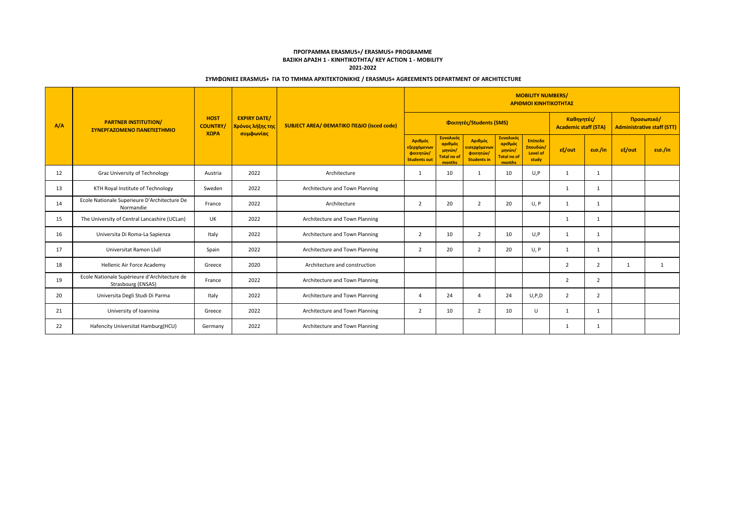**ΠΡΟΓΡΑΜΜΑ ERASMUS+/ ERASMUS+ PROGRAMME**
**ΒΑΣΙΚΗ ΔΡΑΣΗ 1 - ΚΙΝΗΤΙΚΟΤΗΤΑ/ KEY ACTION 1 - MOBILITY**
**2021-2022**

**ΣΥΜΦΩΝΙΕΣ ERASMUS+ ΓΙΑ ΤΟ ΤΜΗΜΑ ΑΡΧΙΤΕΚΤΟΝΙΚΗΣ / ERASMUS+ AGREEMENTS DEPARTMENT OF ARCHITECTURE**

| A/A | PARTNER INSTITUTION/ ΣΥΝΕΡΓΑΖΟΜΕΝΟ ΠΑΝΕΠΙΣΤΗΜΙΟ | HOST COUNTRY/ ΧΩΡΑ | EXPIRY DATE/ Χρόνος λήξης της συμφωνίας | SUBJECT AREA/ ΘΕΜΑΤΙΚΟ ΠΕΔΙΟ (isced code) | MOBILITY NUMBERS/ ΑΡΙΘΜΟΙ ΚΙΝΗΤΙΚΟΤΗΤΑΣ | | | | | | | | |
|---|---|---|---|---|---|---|---|---|---|---|---|---|---|
| | | | | | Φοιτητές/Students (SMS) | | | | | Καθηγητές/ Academic staff (STA) | | Προσωπικό/ Administrative staff (STT) | |
| | | | | | Αριθμός εξερχόμενων φοιτητών/ Students out | Συνολικός αριθμός μηνών/ Total no of months | Αριθμός εισερχόμενων φοιτητών/ Students in | Συνολικός αριθμός μηνών/ Total no of months | Επίπεδο Σπουδών/ Level of study | εξ/out | εισ./in | εξ/out | εισ./in |
| 12 | Graz University of Technology | Austria | 2022 | Architecture | 1 | 10 | 1 | 10 | U,P | 1 | 1 | | |
| 13 | KTH Royal Institute of Technology | Sweden | 2022 | Architecture and Town Planning | | | | | | 1 | 1 | | |
| 14 | Ecole Nationale Superieure D'Architecture De Normandie | France | 2022 | Architecture | 2 | 20 | 2 | 20 | U, P | 1 | 1 | | |
| 15 | The University of Central Lancashire (UCLan) | UK | 2022 | Architecture and Town Planning | | | | | | 1 | 1 | | |
| 16 | Universita Di Roma-La Sapienza | Italy | 2022 | Architecture and Town Planning | 2 | 10 | 2 | 10 | U,P | 1 | 1 | | |
| 17 | Universitat Ramon Llull | Spain | 2022 | Architecture and Town Planning | 2 | 20 | 2 | 20 | U, P | 1 | 1 | | |
| 18 | Hellenic Air Force Academy | Greece | 2020 | Architecture and construction | | | | | | 2 | 2 | 1 | 1 |
| 19 | Ecole Nationale Supérieure d'Architecture de Strasbourg (ENSAS) | France | 2022 | Architecture and Town Planning | | | | | | 2 | 2 | | |
| 20 | Universita Degli Studi Di Parma | Italy | 2022 | Architecture and Town Planning | 4 | 24 | 4 | 24 | U,P,D | 2 | 2 | | |
| 21 | University of Ioannina | Greece | 2022 | Architecture and Town Planning | 2 | 10 | 2 | 10 | U | 1 | 1 | | |
| 22 | Hafencity Universitat Hamburg(HCU) | Germany | 2022 | Architecture and Town Planning | | | | | | 1 | 1 | | |